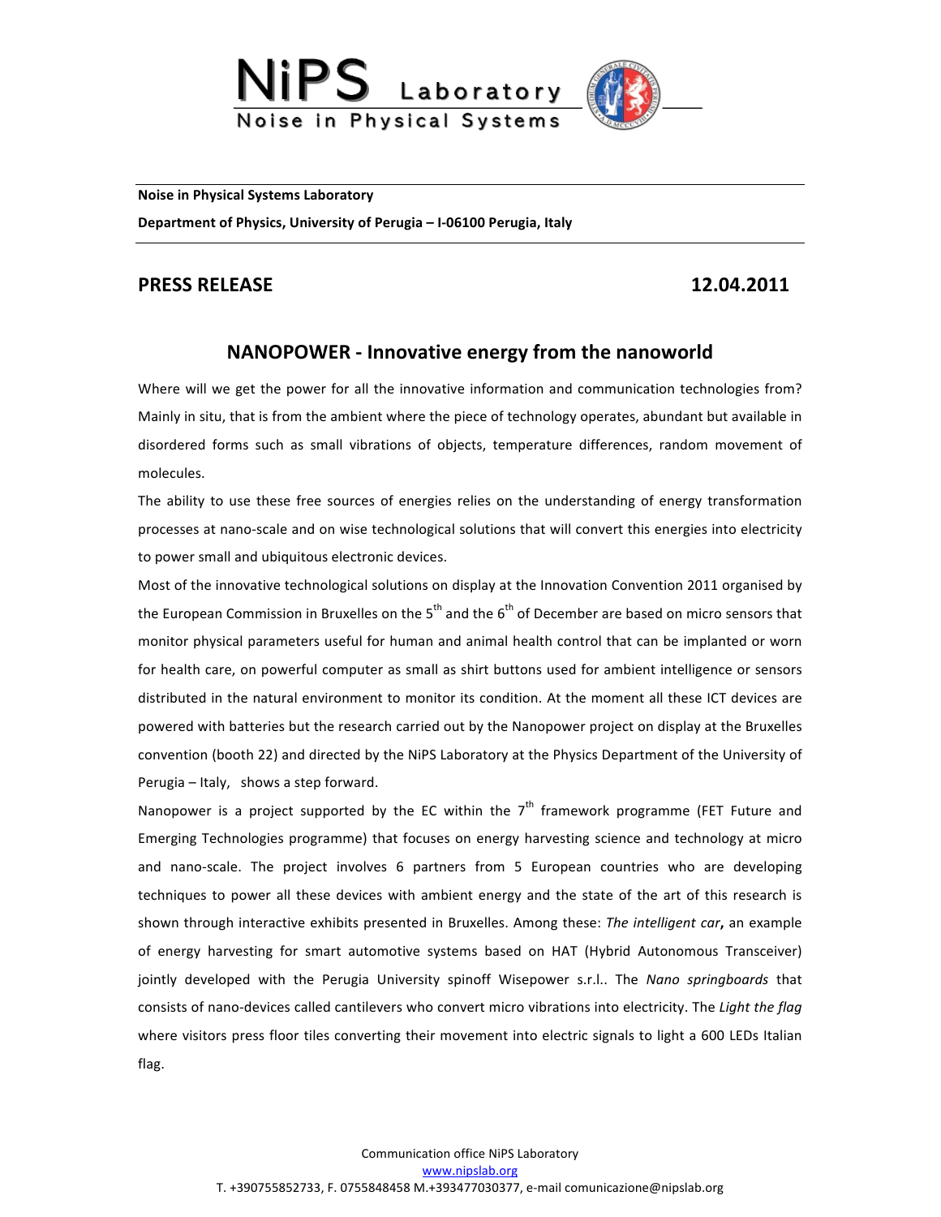NiPS Laboratory
Noise in Physical Systems

**Noise in Physical Systems Laboratory**

**Department of Physics, University of Perugia – I-06100 Perugia, Italy**

**PRESS RELEASE** **12.04.2011**

## NANOPOWER - Innovative energy from the nanoworld

Where will we get the power for all the innovative information and communication technologies from? Mainly in situ, that is from the ambient where the piece of technology operates, abundant but available in disordered forms such as small vibrations of objects, temperature differences, random movement of molecules.

The ability to use these free sources of energies relies on the understanding of energy transformation processes at nano-scale and on wise technological solutions that will convert this energies into electricity to power small and ubiquitous electronic devices.

Most of the innovative technological solutions on display at the Innovation Convention 2011 organised by the European Commission in Bruxelles on the 5th and the 6th of December are based on micro sensors that monitor physical parameters useful for human and animal health control that can be implanted or worn for health care, on powerful computer as small as shirt buttons used for ambient intelligence or sensors distributed in the natural environment to monitor its condition. At the moment all these ICT devices are powered with batteries but the research carried out by the Nanopower project on display at the Bruxelles convention (booth 22) and directed by the NiPS Laboratory at the Physics Department of the University of Perugia – Italy, shows a step forward.

Nanopower is a project supported by the EC within the 7th framework programme (FET Future and Emerging Technologies programme) that focuses on energy harvesting science and technology at micro and nano-scale. The project involves 6 partners from 5 European countries who are developing techniques to power all these devices with ambient energy and the state of the art of this research is shown through interactive exhibits presented in Bruxelles. Among these: *The intelligent car***,** an example of energy harvesting for smart automotive systems based on HAT (Hybrid Autonomous Transceiver) jointly developed with the Perugia University spinoff Wisepower s.r.l.. The *Nano springboards* that consists of nano-devices called cantilevers who convert micro vibrations into electricity. The *Light the flag* where visitors press floor tiles converting their movement into electric signals to light a 600 LEDs Italian flag.

Communication office NiPS Laboratory
www.nipslab.org
T. +390755852733, F. 0755848458 M.+393477030377, e-mail comunicazione@nipslab.org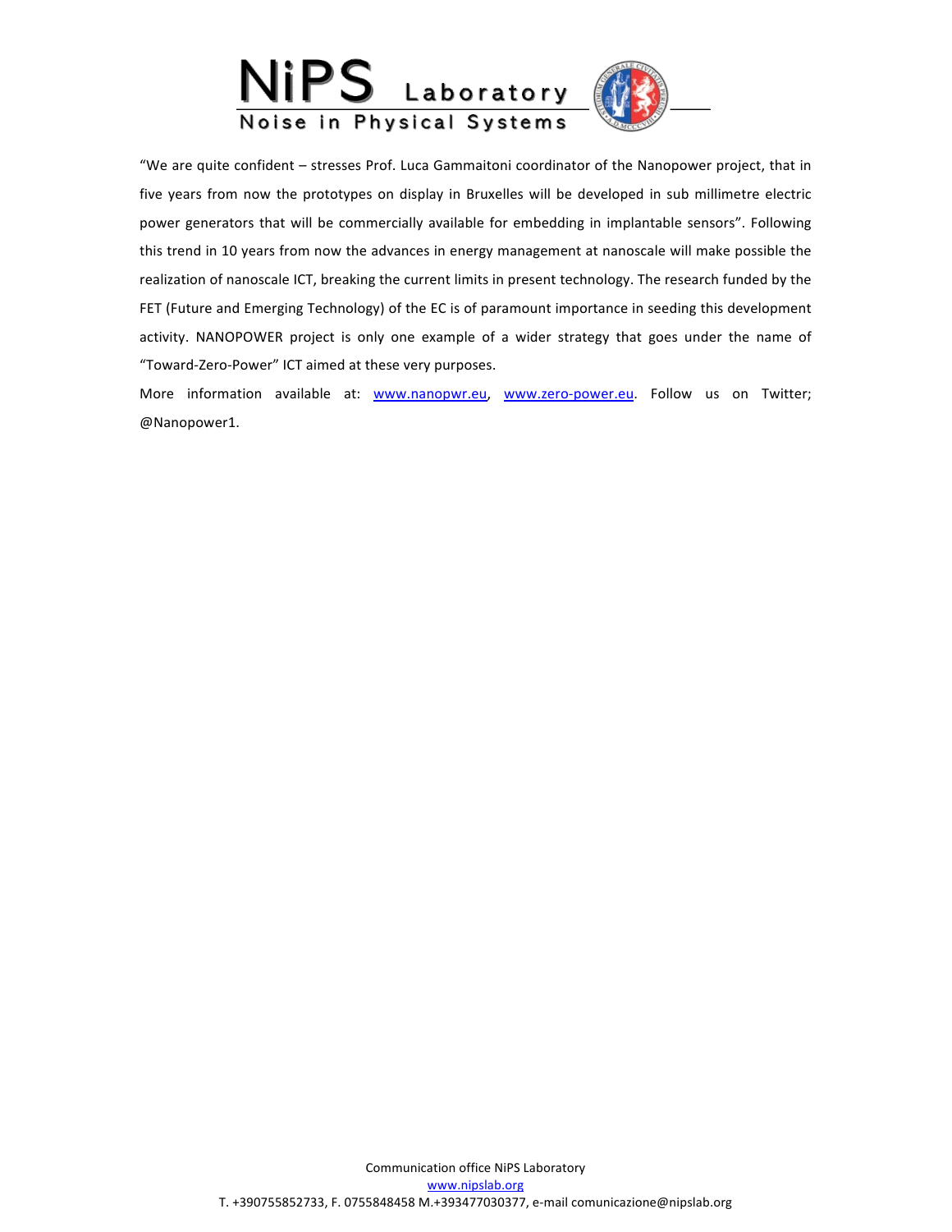"We are quite confident – stresses Prof. Luca Gammaitoni coordinator of the Nanopower project, that in five years from now the prototypes on display in Bruxelles will be developed in sub millimetre electric power generators that will be commercially available for embedding in implantable sensors". Following this trend in 10 years from now the advances in energy management at nanoscale will make possible the realization of nanoscale ICT, breaking the current limits in present technology. The research funded by the FET (Future and Emerging Technology) of the EC is of paramount importance in seeding this development activity. NANOPOWER project is only one example of a wider strategy that goes under the name of "Toward-Zero-Power" ICT aimed at these very purposes.

More information available at: www.nanopwr.eu, www.zero-power.eu. Follow us on Twitter; @Nanopower1.

Communication office NiPS Laboratory
www.nipslab.org
T. +390755852733, F. 0755848458 M.+393477030377, e-mail comunicazione@nipslab.org